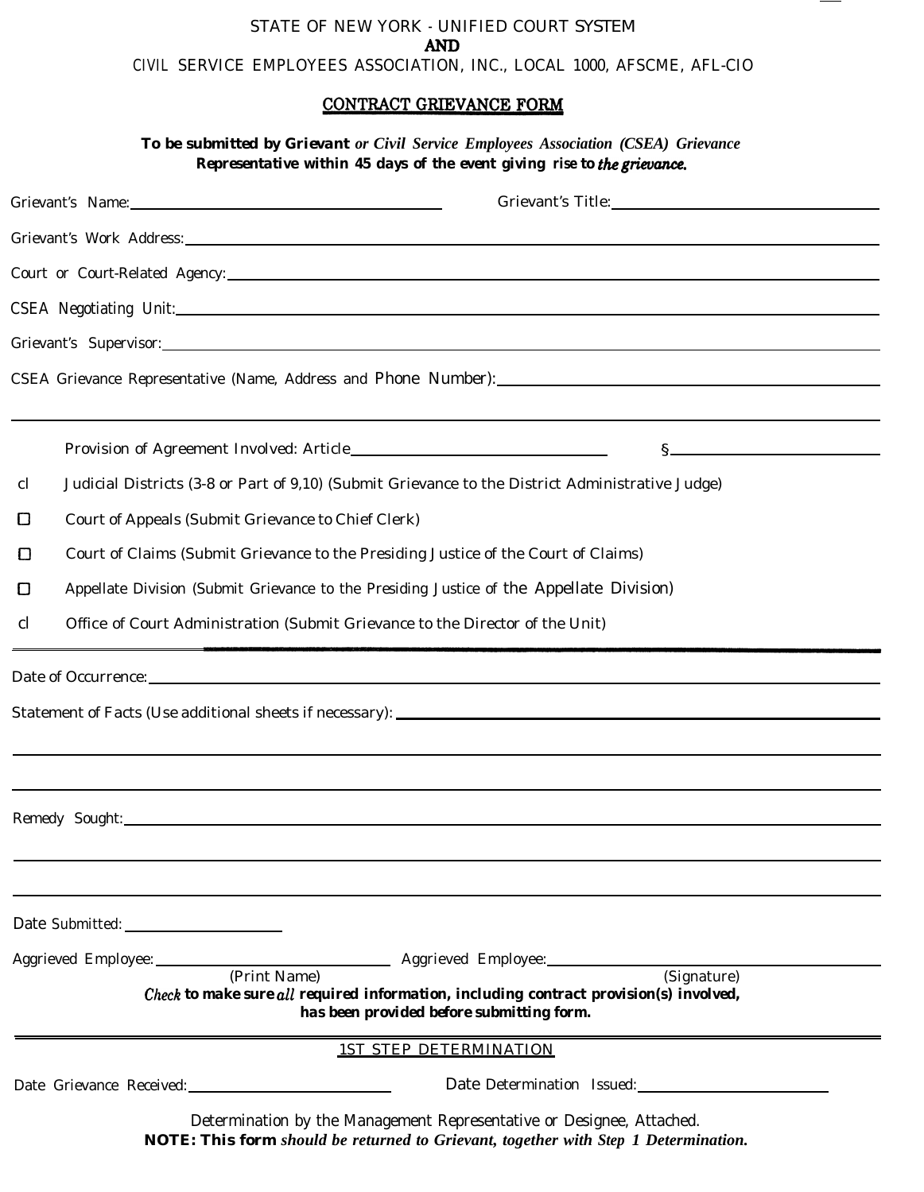STATE OF NEW YORK - UNIFIED COURT SYSTEM

**AND**

CIVIL SERVICE EMPLOYEES ASSOCIATION, INC., LOCAL 1000, AFSCME, AFL-CIO

## CONTRACT GRIEVANCE FORM

**To be submitted by Grievant** ***or Civil Service Employees Association (CSEA) Grievance*** **Representative within 45 days of the event giving rise to** ***the grievance.***

Grievant's Name: ______________________ Grievant's Title: ______________________

Grievant's Work Address: ______________________________________________

Court or Court-Related Agency: ______________________________________________

CSEA Negotiating Unit: ______________________________________________

Grievant's Supervisor: ______________________________________________

CSEA Grievance Representative (Name, Address and Phone Number): ______________________________________________

______________________________________________

Provision of Agreement Involved: Article ______________________ § ______________________

☐ Judicial Districts (3-8 or Part of 9,10) (Submit Grievance to the District Administrative Judge)

☐ Court of Appeals (Submit Grievance to Chief Clerk)

☐ Court of Claims (Submit Grievance to the Presiding Justice of the Court of Claims)

☐ Appellate Division (Submit Grievance to the Presiding Justice of the Appellate Division)

☐ Office of Court Administration (Submit Grievance to the Director of the Unit)

---

Date of Occurrence: ______________________________________________

Statement of Facts (Use additional sheets if necessary): ______________________________________________

______________________________________________

______________________________________________

Remedy Sought: ______________________________________________

______________________________________________

______________________________________________

Date Submitted: ______________________

Aggrieved Employee: ______________________ Aggrieved Employee: ______________________

(Print Name) (Signature)

***Check*** **to make sure** ***all*** **required information, including contract provision(s) involved, has been provided before submitting form.**

---

### 1ST STEP DETERMINATION

Date Grievance Received: ______________________ Date Determination Issued: ______________________

Determination by the Management Representative or Designee, Attached.

**NOTE: This form** ***should be returned to Grievant, together with Step 1 Determination.***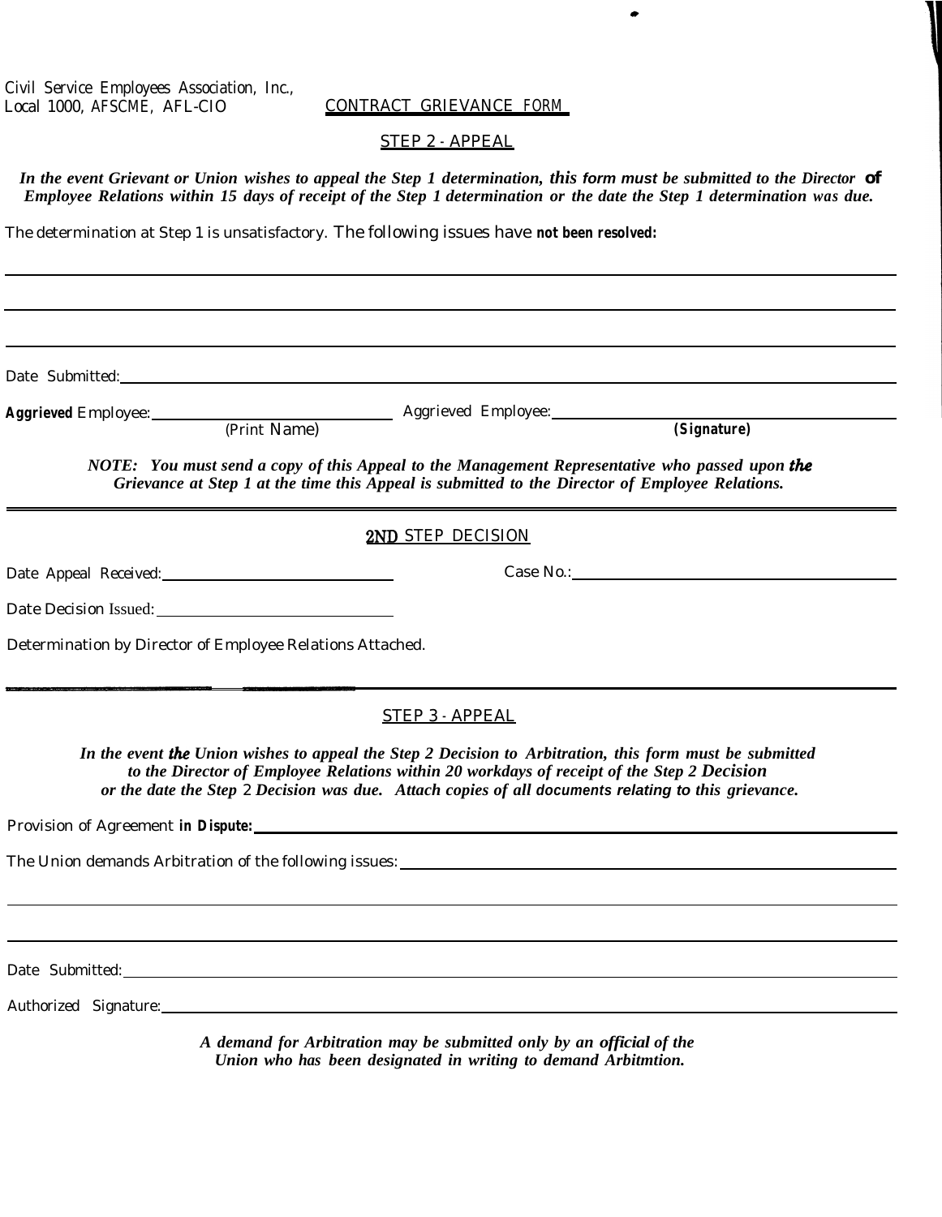Civil Service Employees Association, Inc.,
Local 1000, AFSCME, AFL-CIO

## CONTRACT GRIEVANCE FORM

### STEP 2 - APPEAL

***In the event Grievant or Union wishes to appeal the Step 1 determination, this form must be submitted to the Director of Employee Relations within 15 days of receipt of the Step 1 determination or the date the Step 1 determination was due.***

The determination at Step 1 is unsatisfactory. The following issues have **not been resolved:**

______________________________________________________________________________

______________________________________________________________________________

______________________________________________________________________________

Date Submitted: ______________________________________________________________

**Aggrieved** Employee: ____________________ (Print Name)   Aggrieved Employee: ____________________ **(Signature)**

***NOTE: You must send a copy of this Appeal to the Management Representative who passed upon the Grievance at Step 1 at the time this Appeal is submitted to the Director of Employee Relations.***

---

### 2ND STEP DECISION

Date Appeal Received: ____________________   Case No.: ____________________

Date Decision Issued: ____________________

Determination by Director of Employee Relations Attached.

---

### STEP 3 - APPEAL

***In the event the Union wishes to appeal the Step 2 Decision to Arbitration, this form must be submitted to the Director of Employee Relations within 20 workdays of receipt of the Step 2 Decision or the date the Step 2 Decision was due. Attach copies of all documents relating to this grievance.***

Provision of Agreement **in Dispute:** ______________________________________________

The Union demands Arbitration of the following issues: ________________________________

______________________________________________________________________________

______________________________________________________________________________

Date Submitted: ______________________________________________________________

Authorized Signature: __________________________________________________________

***A demand for Arbitration may be submitted only by an official of the Union who has been designated in writing to demand Arbitmtion.***